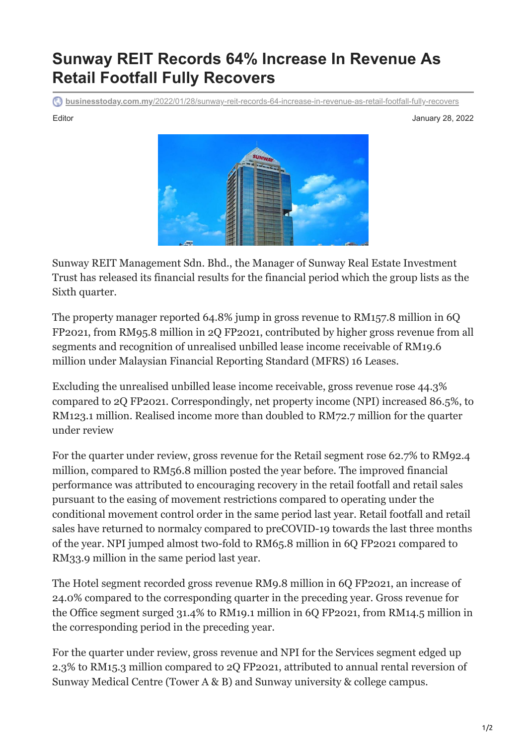# Sunway REIT Records 64% Increase In Revenue As Retail Footfall Fully Recovers

businesstoday.com.my/2022/01/28/sunway-reit-records-64-increase-in-revenue-as-retail-footfall-fully-recovers

Editor

January 28, 2022

Sunway REIT Management Sdn. Bhd., the Manager of Sunway Real Estate Investment Trust has released its financial results for the financial period which the group lists as the Sixth quarter.

The property manager reported 64.8% jump in gross revenue to RM157.8 million in 6Q FP2021, from RM95.8 million in 2Q FP2021, contributed by higher gross revenue from all segments and recognition of unrealised unbilled lease income receivable of RM19.6 million under Malaysian Financial Reporting Standard (MFRS) 16 Leases.

Excluding the unrealised unbilled lease income receivable, gross revenue rose 44.3% compared to 2Q FP2021. Correspondingly, net property income (NPI) increased 86.5%, to RM123.1 million. Realised income more than doubled to RM72.7 million for the quarter under review

For the quarter under review, gross revenue for the Retail segment rose 62.7% to RM92.4 million, compared to RM56.8 million posted the year before. The improved financial performance was attributed to encouraging recovery in the retail footfall and retail sales pursuant to the easing of movement restrictions compared to operating under the conditional movement control order in the same period last year. Retail footfall and retail sales have returned to normalcy compared to preCOVID-19 towards the last three months of the year. NPI jumped almost two-fold to RM65.8 million in 6Q FP2021 compared to RM33.9 million in the same period last year.

The Hotel segment recorded gross revenue RM9.8 million in 6Q FP2021, an increase of 24.0% compared to the corresponding quarter in the preceding year. Gross revenue for the Office segment surged 31.4% to RM19.1 million in 6Q FP2021, from RM14.5 million in the corresponding period in the preceding year.

For the quarter under review, gross revenue and NPI for the Services segment edged up 2.3% to RM15.3 million compared to 2Q FP2021, attributed to annual rental reversion of Sunway Medical Centre (Tower A & B) and Sunway university & college campus.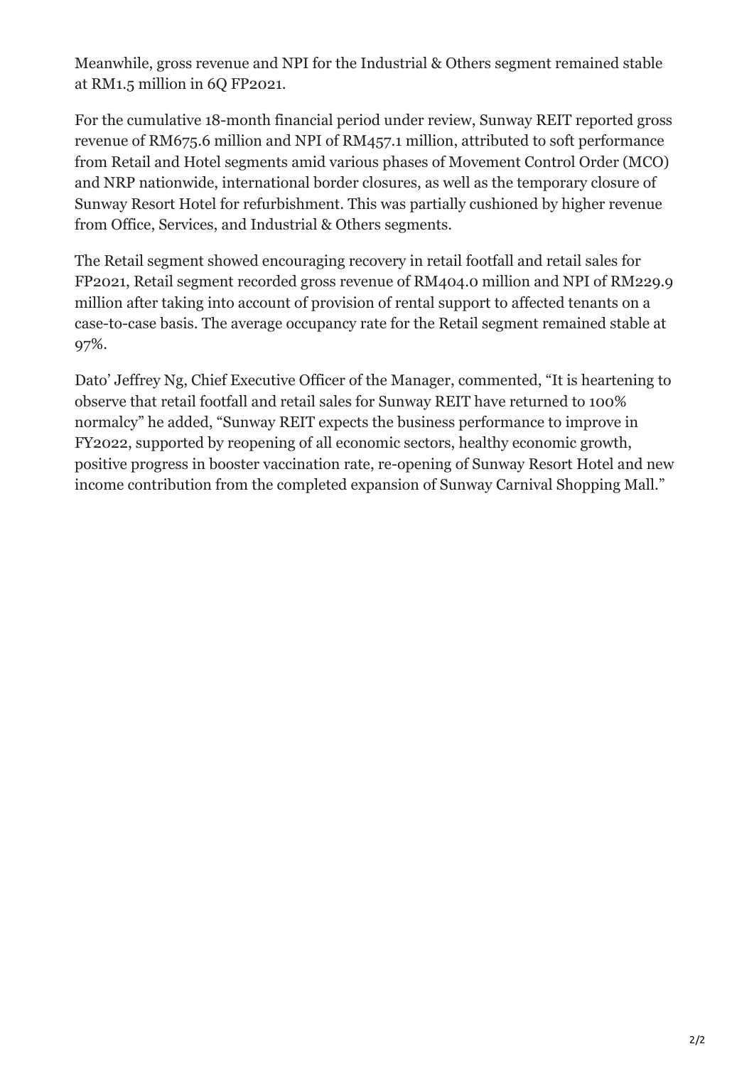Meanwhile, gross revenue and NPI for the Industrial & Others segment remained stable at RM1.5 million in 6Q FP2021.

For the cumulative 18-month financial period under review, Sunway REIT reported gross revenue of RM675.6 million and NPI of RM457.1 million, attributed to soft performance from Retail and Hotel segments amid various phases of Movement Control Order (MCO) and NRP nationwide, international border closures, as well as the temporary closure of Sunway Resort Hotel for refurbishment. This was partially cushioned by higher revenue from Office, Services, and Industrial & Others segments.

The Retail segment showed encouraging recovery in retail footfall and retail sales for FP2021, Retail segment recorded gross revenue of RM404.0 million and NPI of RM229.9 million after taking into account of provision of rental support to affected tenants on a case-to-case basis. The average occupancy rate for the Retail segment remained stable at 97%.

Dato' Jeffrey Ng, Chief Executive Officer of the Manager, commented, "It is heartening to observe that retail footfall and retail sales for Sunway REIT have returned to 100% normalcy" he added, "Sunway REIT expects the business performance to improve in FY2022, supported by reopening of all economic sectors, healthy economic growth, positive progress in booster vaccination rate, re-opening of Sunway Resort Hotel and new income contribution from the completed expansion of Sunway Carnival Shopping Mall."